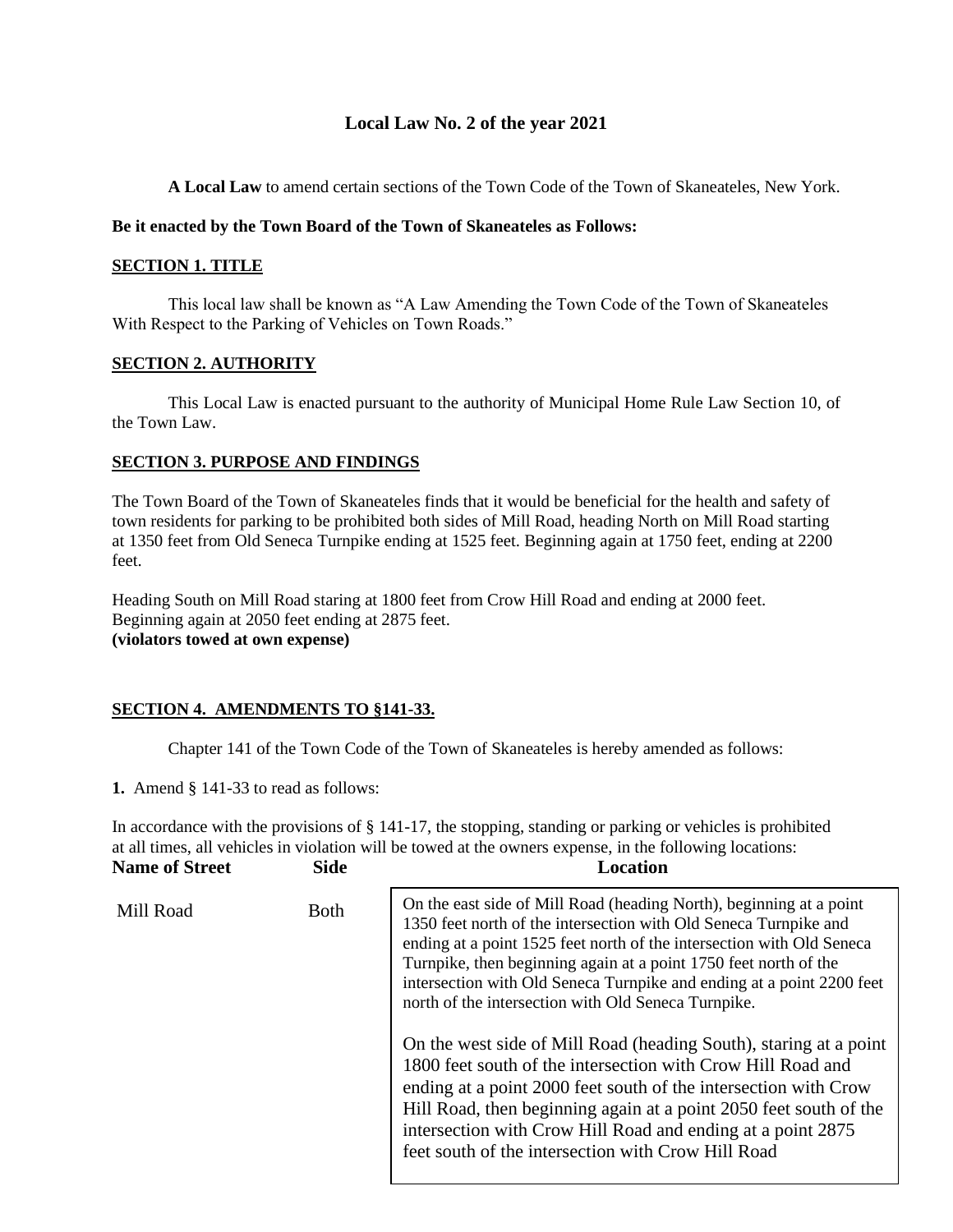## Local Law No. 2 of the year 2021

**A Local Law** to amend certain sections of the Town Code of the Town of Skaneateles, New York.

**Be it enacted by the Town Board of the Town of Skaneateles as Follows:**

### SECTION 1. TITLE

This local law shall be known as "A Law Amending the Town Code of the Town of Skaneateles With Respect to the Parking of Vehicles on Town Roads."

### SECTION 2. AUTHORITY

This Local Law is enacted pursuant to the authority of Municipal Home Rule Law Section 10, of the Town Law.

### SECTION 3. PURPOSE AND FINDINGS

The Town Board of the Town of Skaneateles finds that it would be beneficial for the health and safety of town residents for parking to be prohibited both sides of Mill Road, heading North on Mill Road starting at 1350 feet from Old Seneca Turnpike ending at 1525 feet. Beginning again at 1750 feet, ending at 2200 feet.

Heading South on Mill Road staring at 1800 feet from Crow Hill Road and ending at 2000 feet. Beginning again at 2050 feet ending at 2875 feet.
**(violators towed at own expense)**

### SECTION 4. AMENDMENTS TO §141-33.

Chapter 141 of the Town Code of the Town of Skaneateles is hereby amended as follows:

**1.** Amend § 141-33 to read as follows:

In accordance with the provisions of § 141-17, the stopping, standing or parking or vehicles is prohibited at all times, all vehicles in violation will be towed at the owners expense, in the following locations:

| Name of Street | Side | Location |
|---|---|---|
| Mill Road | Both | On the east side of Mill Road (heading North), beginning at a point 1350 feet north of the intersection with Old Seneca Turnpike and ending at a point 1525 feet north of the intersection with Old Seneca Turnpike, then beginning again at a point 1750 feet north of the intersection with Old Seneca Turnpike and ending at a point 2200 feet north of the intersection with Old Seneca Turnpike.<br><br>On the west side of Mill Road (heading South), staring at a point 1800 feet south of the intersection with Crow Hill Road and ending at a point 2000 feet south of the intersection with Crow Hill Road, then beginning again at a point 2050 feet south of the intersection with Crow Hill Road and ending at a point 2875 feet south of the intersection with Crow Hill Road |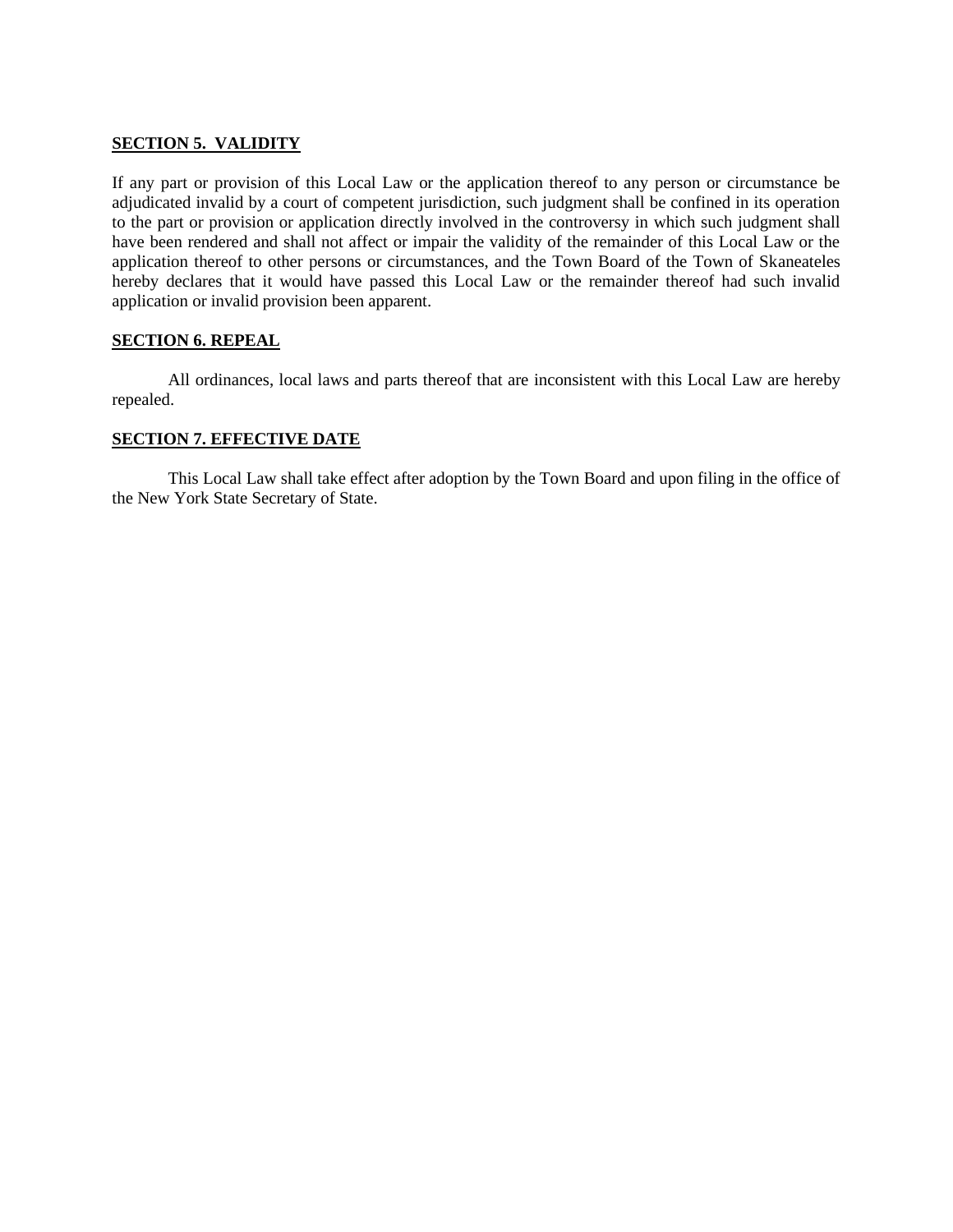**SECTION 5. VALIDITY**

If any part or provision of this Local Law or the application thereof to any person or circumstance be adjudicated invalid by a court of competent jurisdiction, such judgment shall be confined in its operation to the part or provision or application directly involved in the controversy in which such judgment shall have been rendered and shall not affect or impair the validity of the remainder of this Local Law or the application thereof to other persons or circumstances, and the Town Board of the Town of Skaneateles hereby declares that it would have passed this Local Law or the remainder thereof had such invalid application or invalid provision been apparent.

**SECTION 6. REPEAL**

All ordinances, local laws and parts thereof that are inconsistent with this Local Law are hereby repealed.

**SECTION 7. EFFECTIVE DATE**

This Local Law shall take effect after adoption by the Town Board and upon filing in the office of the New York State Secretary of State.